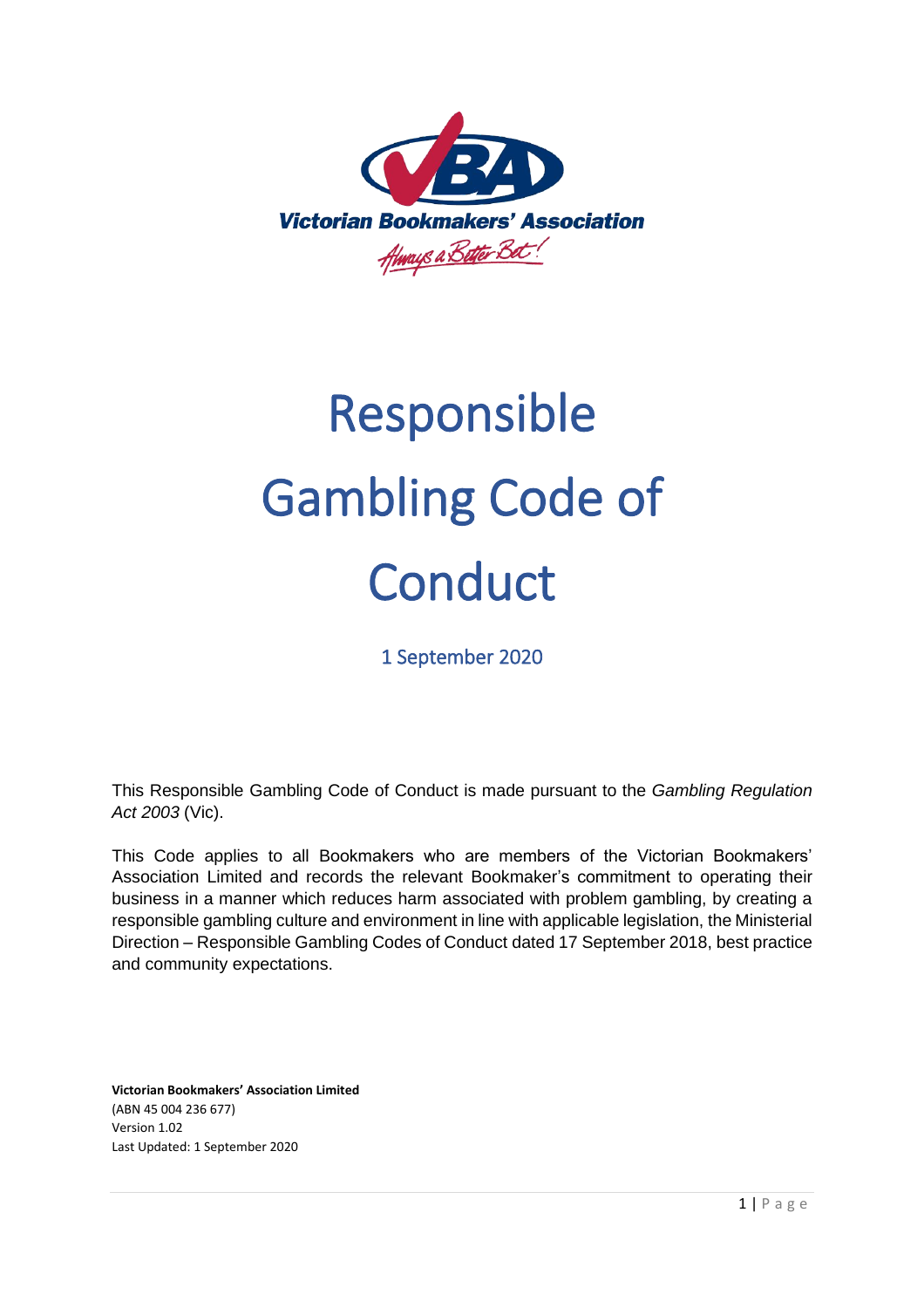Victorian Bookmakers' Association

*Always a Better Bet!*

# Responsible Gambling Code of Conduct

1 September 2020

This Responsible Gambling Code of Conduct is made pursuant to the *Gambling Regulation Act 2003* (Vic).

This Code applies to all Bookmakers who are members of the Victorian Bookmakers' Association Limited and records the relevant Bookmaker's commitment to operating their business in a manner which reduces harm associated with problem gambling, by creating a responsible gambling culture and environment in line with applicable legislation, the Ministerial Direction – Responsible Gambling Codes of Conduct dated 17 September 2018, best practice and community expectations.

**Victorian Bookmakers' Association Limited**
(ABN 45 004 236 677)
Version 1.02
Last Updated: 1 September 2020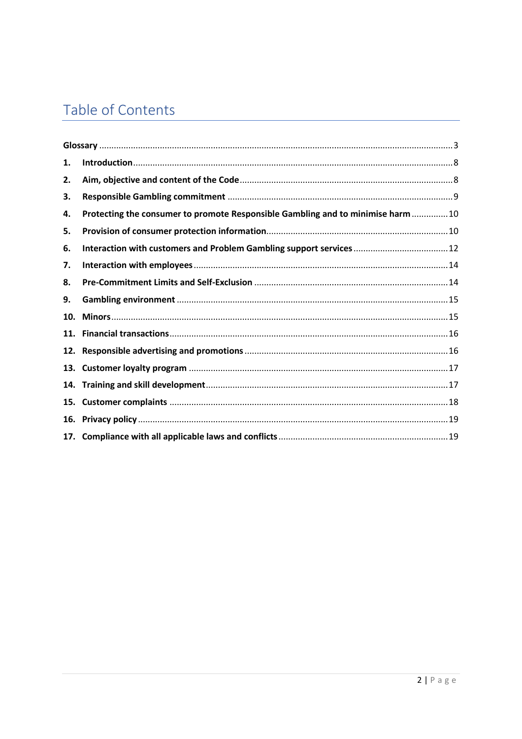# Table of Contents

| | | |
|---|---|---|
| **Glossary** | | 3 |
| **1.** | **Introduction** | 8 |
| **2.** | **Aim, objective and content of the Code** | 8 |
| **3.** | **Responsible Gambling commitment** | 9 |
| **4.** | **Protecting the consumer to promote Responsible Gambling and to minimise harm** | 10 |
| **5.** | **Provision of consumer protection information** | 10 |
| **6.** | **Interaction with customers and Problem Gambling support services** | 12 |
| **7.** | **Interaction with employees** | 14 |
| **8.** | **Pre-Commitment Limits and Self-Exclusion** | 14 |
| **9.** | **Gambling environment** | 15 |
| **10.** | **Minors** | 15 |
| **11.** | **Financial transactions** | 16 |
| **12.** | **Responsible advertising and promotions** | 16 |
| **13.** | **Customer loyalty program** | 17 |
| **14.** | **Training and skill development** | 17 |
| **15.** | **Customer complaints** | 18 |
| **16.** | **Privacy policy** | 19 |
| **17.** | **Compliance with all applicable laws and conflicts** | 19 |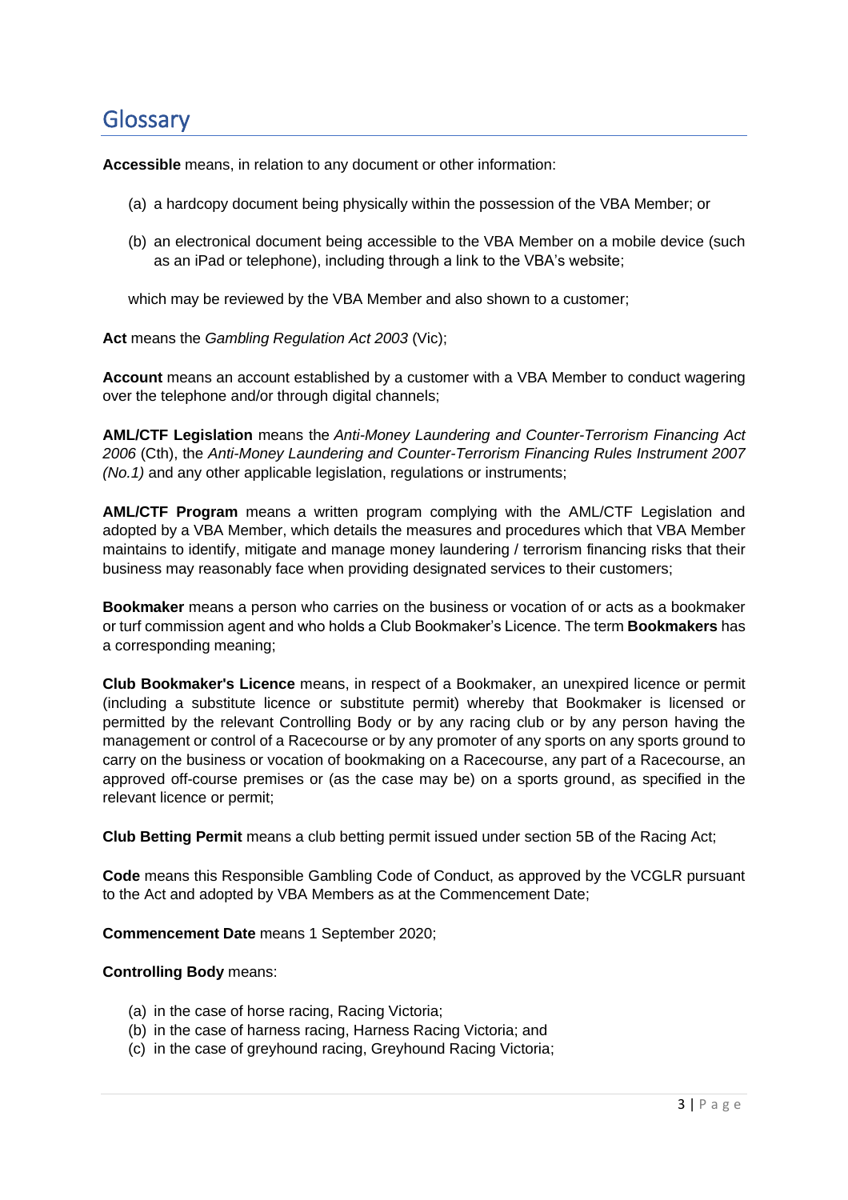# Glossary

**Accessible** means, in relation to any document or other information:

(a) a hardcopy document being physically within the possession of the VBA Member; or

(b) an electronical document being accessible to the VBA Member on a mobile device (such as an iPad or telephone), including through a link to the VBA's website;

which may be reviewed by the VBA Member and also shown to a customer;

**Act** means the *Gambling Regulation Act 2003* (Vic);

**Account** means an account established by a customer with a VBA Member to conduct wagering over the telephone and/or through digital channels;

**AML/CTF Legislation** means the *Anti-Money Laundering and Counter-Terrorism Financing Act 2006* (Cth), the *Anti-Money Laundering and Counter-Terrorism Financing Rules Instrument 2007 (No.1)* and any other applicable legislation, regulations or instruments;

**AML/CTF Program** means a written program complying with the AML/CTF Legislation and adopted by a VBA Member, which details the measures and procedures which that VBA Member maintains to identify, mitigate and manage money laundering / terrorism financing risks that their business may reasonably face when providing designated services to their customers;

**Bookmaker** means a person who carries on the business or vocation of or acts as a bookmaker or turf commission agent and who holds a Club Bookmaker's Licence. The term **Bookmakers** has a corresponding meaning;

**Club Bookmaker's Licence** means, in respect of a Bookmaker, an unexpired licence or permit (including a substitute licence or substitute permit) whereby that Bookmaker is licensed or permitted by the relevant Controlling Body or by any racing club or by any person having the management or control of a Racecourse or by any promoter of any sports on any sports ground to carry on the business or vocation of bookmaking on a Racecourse, any part of a Racecourse, an approved off-course premises or (as the case may be) on a sports ground, as specified in the relevant licence or permit;

**Club Betting Permit** means a club betting permit issued under section 5B of the Racing Act;

**Code** means this Responsible Gambling Code of Conduct, as approved by the VCGLR pursuant to the Act and adopted by VBA Members as at the Commencement Date;

**Commencement Date** means 1 September 2020;

**Controlling Body** means:

(a) in the case of horse racing, Racing Victoria;
(b) in the case of harness racing, Harness Racing Victoria; and
(c) in the case of greyhound racing, Greyhound Racing Victoria;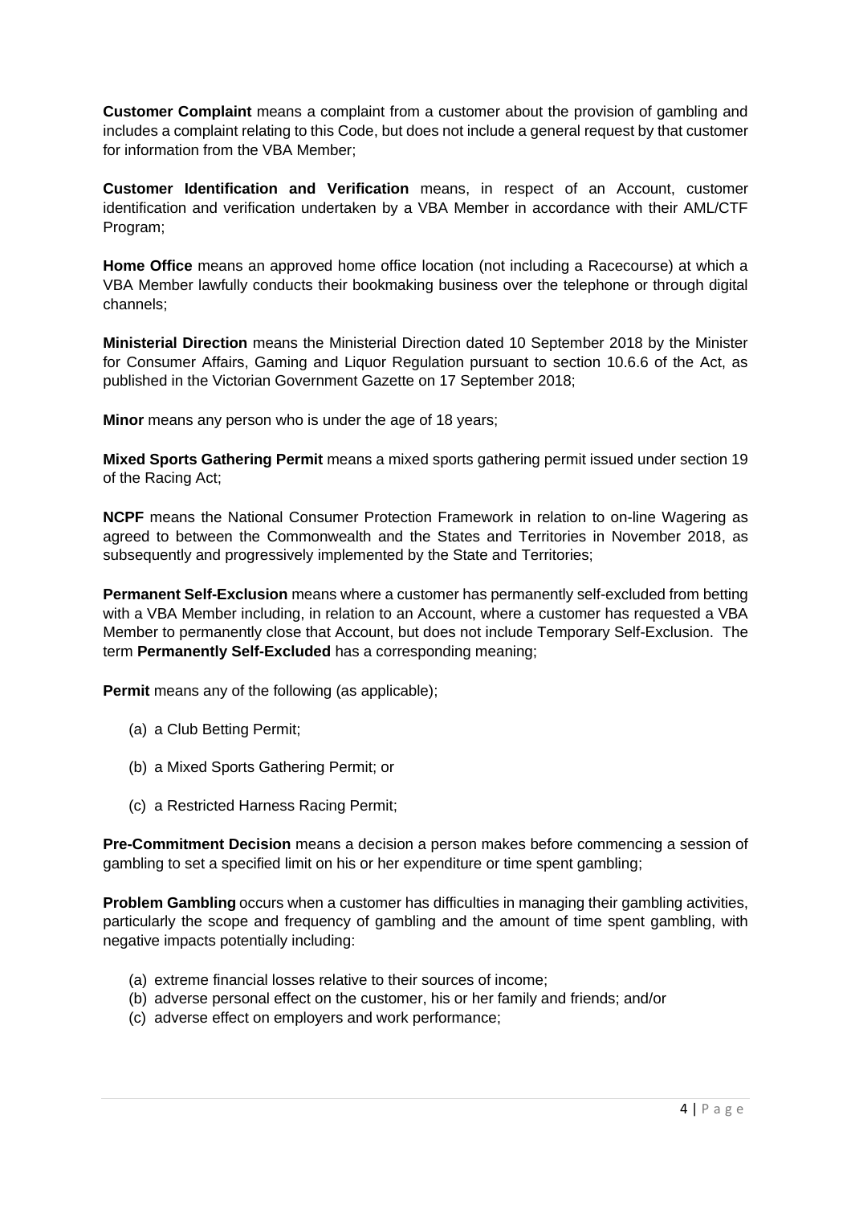**Customer Complaint** means a complaint from a customer about the provision of gambling and includes a complaint relating to this Code, but does not include a general request by that customer for information from the VBA Member;

**Customer Identification and Verification** means, in respect of an Account, customer identification and verification undertaken by a VBA Member in accordance with their AML/CTF Program;

**Home Office** means an approved home office location (not including a Racecourse) at which a VBA Member lawfully conducts their bookmaking business over the telephone or through digital channels;

**Ministerial Direction** means the Ministerial Direction dated 10 September 2018 by the Minister for Consumer Affairs, Gaming and Liquor Regulation pursuant to section 10.6.6 of the Act, as published in the Victorian Government Gazette on 17 September 2018;

**Minor** means any person who is under the age of 18 years;

**Mixed Sports Gathering Permit** means a mixed sports gathering permit issued under section 19 of the Racing Act;

**NCPF** means the National Consumer Protection Framework in relation to on-line Wagering as agreed to between the Commonwealth and the States and Territories in November 2018, as subsequently and progressively implemented by the State and Territories;

**Permanent Self-Exclusion** means where a customer has permanently self-excluded from betting with a VBA Member including, in relation to an Account, where a customer has requested a VBA Member to permanently close that Account, but does not include Temporary Self-Exclusion. The term **Permanently Self-Excluded** has a corresponding meaning;

**Permit** means any of the following (as applicable);

(a) a Club Betting Permit;

(b) a Mixed Sports Gathering Permit; or

(c) a Restricted Harness Racing Permit;

**Pre-Commitment Decision** means a decision a person makes before commencing a session of gambling to set a specified limit on his or her expenditure or time spent gambling;

**Problem Gambling** occurs when a customer has difficulties in managing their gambling activities, particularly the scope and frequency of gambling and the amount of time spent gambling, with negative impacts potentially including:

(a) extreme financial losses relative to their sources of income;
(b) adverse personal effect on the customer, his or her family and friends; and/or
(c) adverse effect on employers and work performance;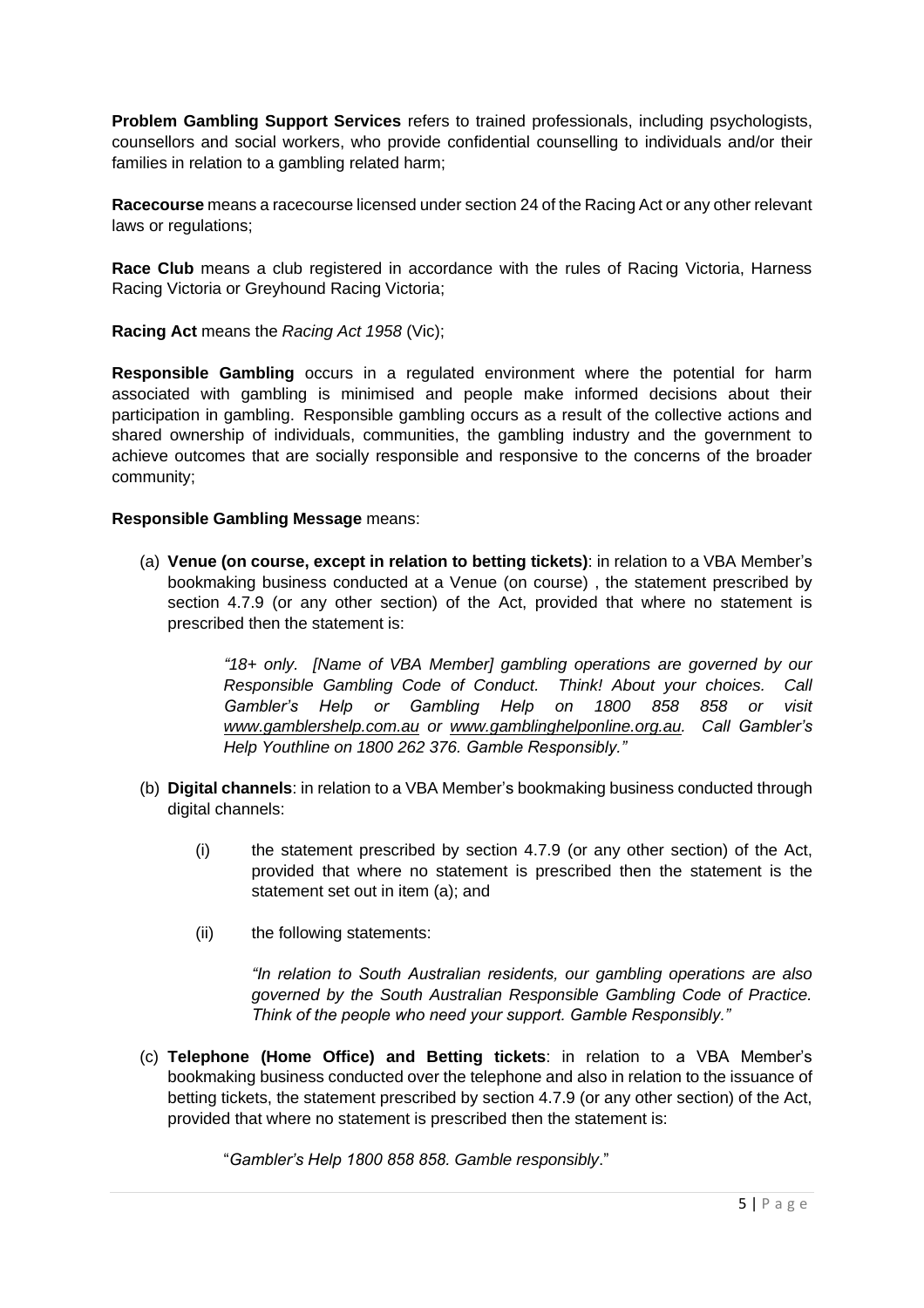**Problem Gambling Support Services** refers to trained professionals, including psychologists, counsellors and social workers, who provide confidential counselling to individuals and/or their families in relation to a gambling related harm;

**Racecourse** means a racecourse licensed under section 24 of the Racing Act or any other relevant laws or regulations;

**Race Club** means a club registered in accordance with the rules of Racing Victoria, Harness Racing Victoria or Greyhound Racing Victoria;

**Racing Act** means the *Racing Act 1958* (Vic);

**Responsible Gambling** occurs in a regulated environment where the potential for harm associated with gambling is minimised and people make informed decisions about their participation in gambling. Responsible gambling occurs as a result of the collective actions and shared ownership of individuals, communities, the gambling industry and the government to achieve outcomes that are socially responsible and responsive to the concerns of the broader community;

**Responsible Gambling Message** means:

(a) **Venue (on course, except in relation to betting tickets)**: in relation to a VBA Member's bookmaking business conducted at a Venue (on course) , the statement prescribed by section 4.7.9 (or any other section) of the Act, provided that where no statement is prescribed then the statement is:

> *"18+ only. [Name of VBA Member] gambling operations are governed by our Responsible Gambling Code of Conduct. Think! About your choices. Call Gambler's Help or Gambling Help on 1800 858 858 or visit www.gamblershelp.com.au or www.gamblinghelponline.org.au. Call Gambler's Help Youthline on 1800 262 376. Gamble Responsibly."*

(b) **Digital channels**: in relation to a VBA Member's bookmaking business conducted through digital channels:

   (i) the statement prescribed by section 4.7.9 (or any other section) of the Act, provided that where no statement is prescribed then the statement is the statement set out in item (a); and

   (ii) the following statements:

   > *"In relation to South Australian residents, our gambling operations are also governed by the South Australian Responsible Gambling Code of Practice. Think of the people who need your support. Gamble Responsibly."*

(c) **Telephone (Home Office) and Betting tickets**: in relation to a VBA Member's bookmaking business conducted over the telephone and also in relation to the issuance of betting tickets, the statement prescribed by section 4.7.9 (or any other section) of the Act, provided that where no statement is prescribed then the statement is:

> "*Gambler's Help 1800 858 858. Gamble responsibly*."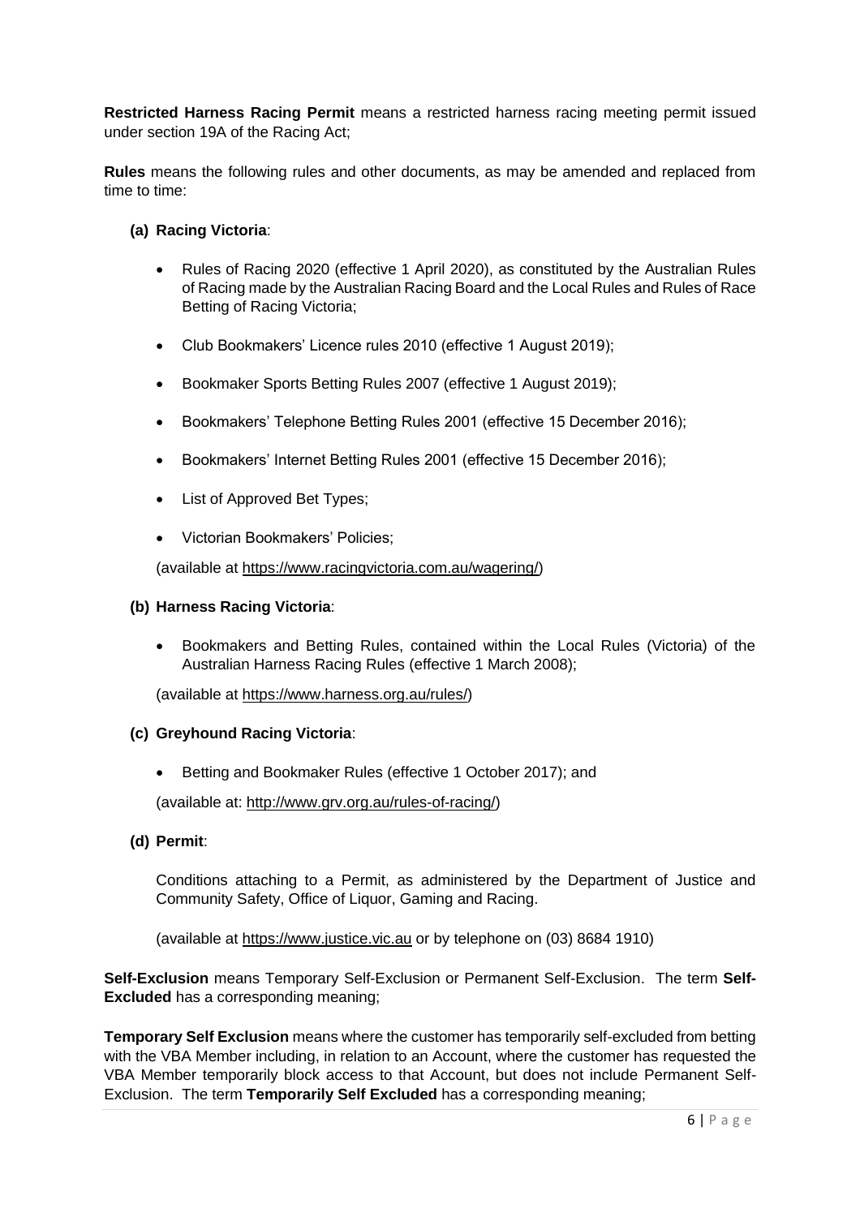**Restricted Harness Racing Permit** means a restricted harness racing meeting permit issued under section 19A of the Racing Act;

**Rules** means the following rules and other documents, as may be amended and replaced from time to time:

**(a) Racing Victoria**:

- Rules of Racing 2020 (effective 1 April 2020), as constituted by the Australian Rules of Racing made by the Australian Racing Board and the Local Rules and Rules of Race Betting of Racing Victoria;
- Club Bookmakers' Licence rules 2010 (effective 1 August 2019);
- Bookmaker Sports Betting Rules 2007 (effective 1 August 2019);
- Bookmakers' Telephone Betting Rules 2001 (effective 15 December 2016);
- Bookmakers' Internet Betting Rules 2001 (effective 15 December 2016);
- List of Approved Bet Types;
- Victorian Bookmakers' Policies;

(available at https://www.racingvictoria.com.au/wagering/)

**(b) Harness Racing Victoria**:

- Bookmakers and Betting Rules, contained within the Local Rules (Victoria) of the Australian Harness Racing Rules (effective 1 March 2008);

(available at https://www.harness.org.au/rules/)

**(c) Greyhound Racing Victoria**:

- Betting and Bookmaker Rules (effective 1 October 2017); and

(available at: http://www.grv.org.au/rules-of-racing/)

**(d) Permit**:

Conditions attaching to a Permit, as administered by the Department of Justice and Community Safety, Office of Liquor, Gaming and Racing.

(available at https://www.justice.vic.au or by telephone on (03) 8684 1910)

**Self-Exclusion** means Temporary Self-Exclusion or Permanent Self-Exclusion. The term **Self-Excluded** has a corresponding meaning;

**Temporary Self Exclusion** means where the customer has temporarily self-excluded from betting with the VBA Member including, in relation to an Account, where the customer has requested the VBA Member temporarily block access to that Account, but does not include Permanent Self-Exclusion. The term **Temporarily Self Excluded** has a corresponding meaning;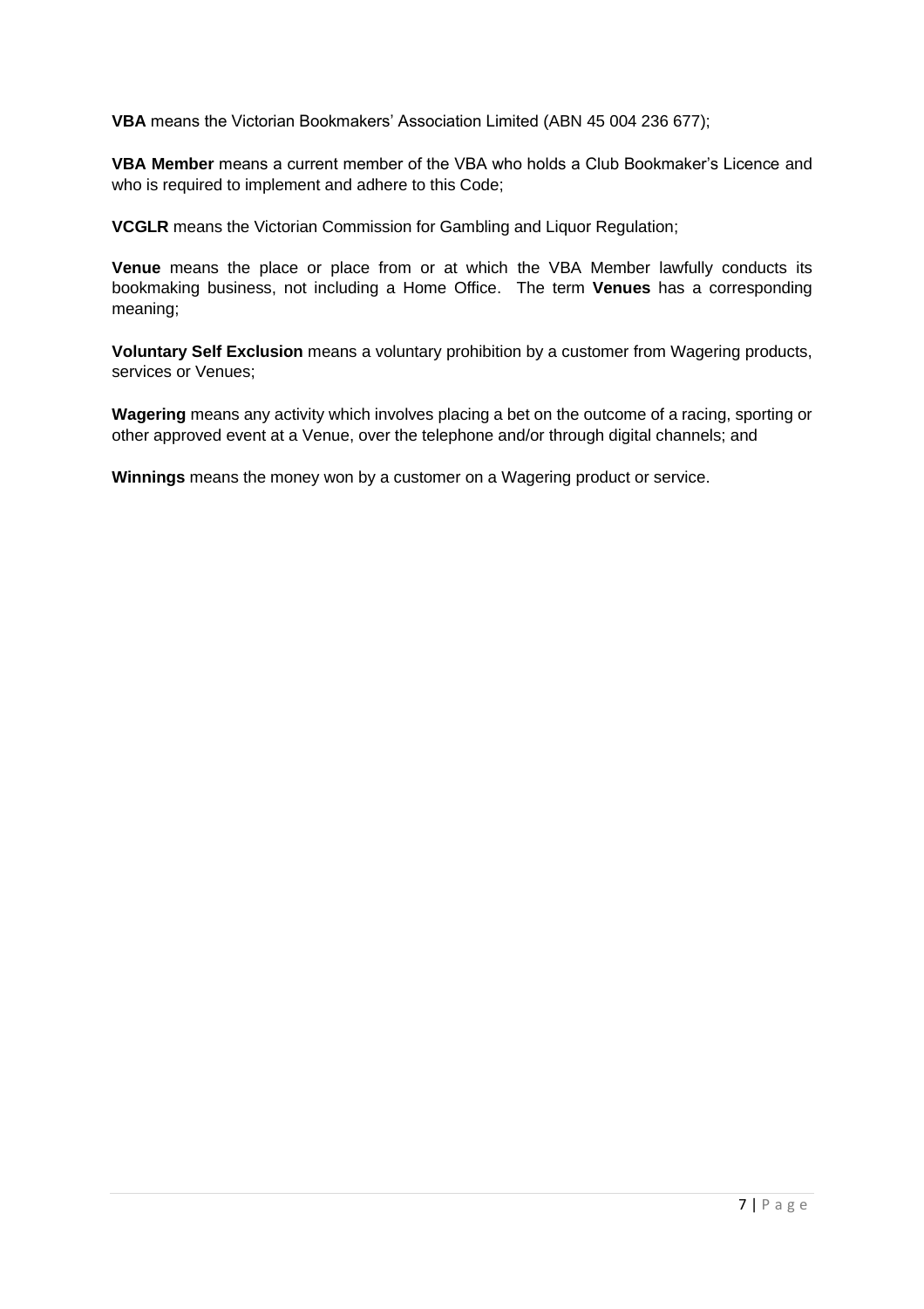**VBA** means the Victorian Bookmakers' Association Limited (ABN 45 004 236 677);

**VBA Member** means a current member of the VBA who holds a Club Bookmaker's Licence and who is required to implement and adhere to this Code;

**VCGLR** means the Victorian Commission for Gambling and Liquor Regulation;

**Venue** means the place or place from or at which the VBA Member lawfully conducts its bookmaking business, not including a Home Office. The term **Venues** has a corresponding meaning;

**Voluntary Self Exclusion** means a voluntary prohibition by a customer from Wagering products, services or Venues;

**Wagering** means any activity which involves placing a bet on the outcome of a racing, sporting or other approved event at a Venue, over the telephone and/or through digital channels; and

**Winnings** means the money won by a customer on a Wagering product or service.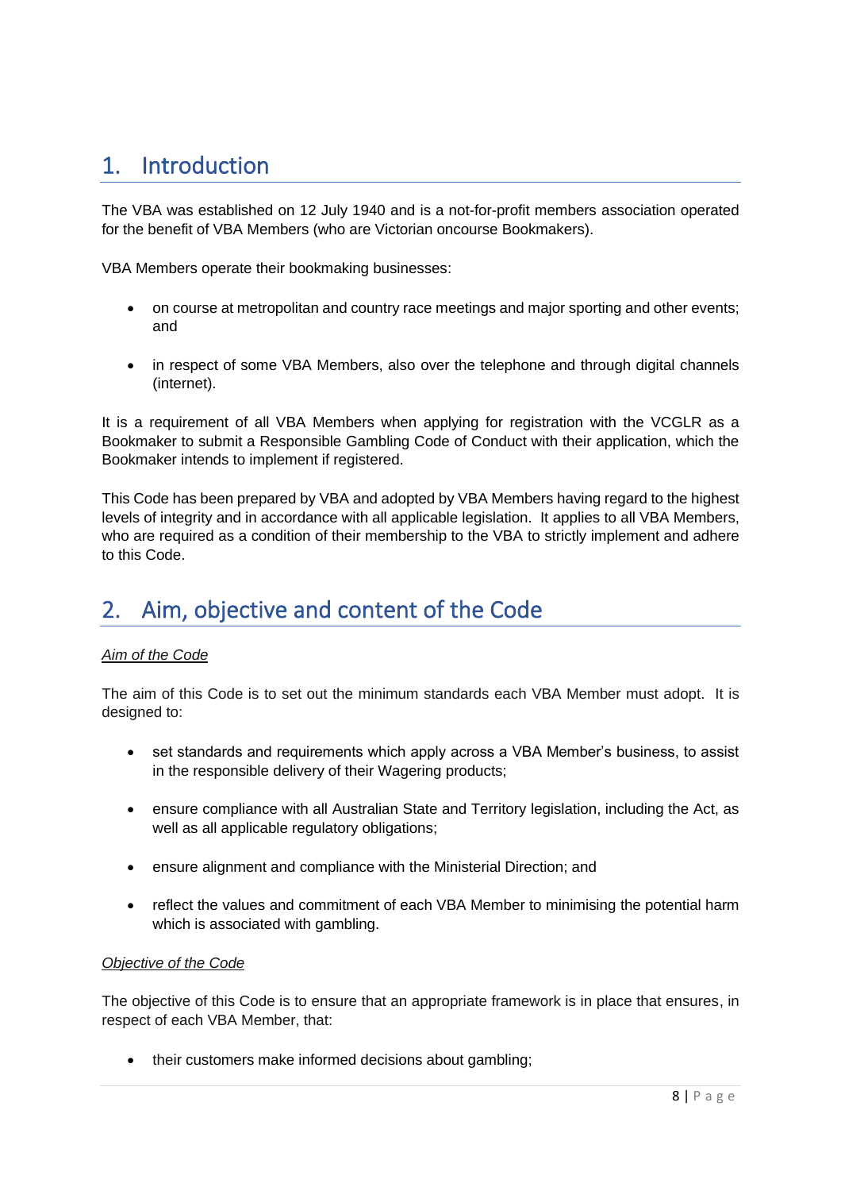## 1. Introduction

The VBA was established on 12 July 1940 and is a not-for-profit members association operated for the benefit of VBA Members (who are Victorian oncourse Bookmakers).

VBA Members operate their bookmaking businesses:

- on course at metropolitan and country race meetings and major sporting and other events; and
- in respect of some VBA Members, also over the telephone and through digital channels (internet).

It is a requirement of all VBA Members when applying for registration with the VCGLR as a Bookmaker to submit a Responsible Gambling Code of Conduct with their application, which the Bookmaker intends to implement if registered.

This Code has been prepared by VBA and adopted by VBA Members having regard to the highest levels of integrity and in accordance with all applicable legislation. It applies to all VBA Members, who are required as a condition of their membership to the VBA to strictly implement and adhere to this Code.

## 2. Aim, objective and content of the Code

*Aim of the Code*

The aim of this Code is to set out the minimum standards each VBA Member must adopt. It is designed to:

- set standards and requirements which apply across a VBA Member's business, to assist in the responsible delivery of their Wagering products;
- ensure compliance with all Australian State and Territory legislation, including the Act, as well as all applicable regulatory obligations;
- ensure alignment and compliance with the Ministerial Direction; and
- reflect the values and commitment of each VBA Member to minimising the potential harm which is associated with gambling.

*Objective of the Code*

The objective of this Code is to ensure that an appropriate framework is in place that ensures, in respect of each VBA Member, that:

- their customers make informed decisions about gambling;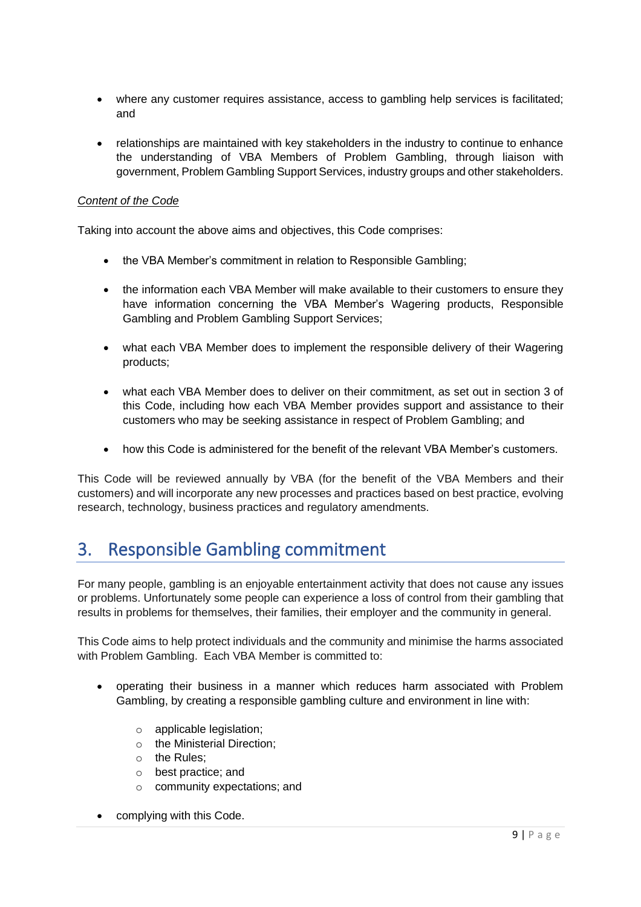- where any customer requires assistance, access to gambling help services is facilitated; and

- relationships are maintained with key stakeholders in the industry to continue to enhance the understanding of VBA Members of Problem Gambling, through liaison with government, Problem Gambling Support Services, industry groups and other stakeholders.

*Content of the Code*

Taking into account the above aims and objectives, this Code comprises:

- the VBA Member's commitment in relation to Responsible Gambling;

- the information each VBA Member will make available to their customers to ensure they have information concerning the VBA Member's Wagering products, Responsible Gambling and Problem Gambling Support Services;

- what each VBA Member does to implement the responsible delivery of their Wagering products;

- what each VBA Member does to deliver on their commitment, as set out in section 3 of this Code, including how each VBA Member provides support and assistance to their customers who may be seeking assistance in respect of Problem Gambling; and

- how this Code is administered for the benefit of the relevant VBA Member's customers.

This Code will be reviewed annually by VBA (for the benefit of the VBA Members and their customers) and will incorporate any new processes and practices based on best practice, evolving research, technology, business practices and regulatory amendments.

# 3. Responsible Gambling commitment

For many people, gambling is an enjoyable entertainment activity that does not cause any issues or problems. Unfortunately some people can experience a loss of control from their gambling that results in problems for themselves, their families, their employer and the community in general.

This Code aims to help protect individuals and the community and minimise the harms associated with Problem Gambling. Each VBA Member is committed to:

- operating their business in a manner which reduces harm associated with Problem Gambling, by creating a responsible gambling culture and environment in line with:
  - applicable legislation;
  - the Ministerial Direction;
  - the Rules;
  - best practice; and
  - community expectations; and

- complying with this Code.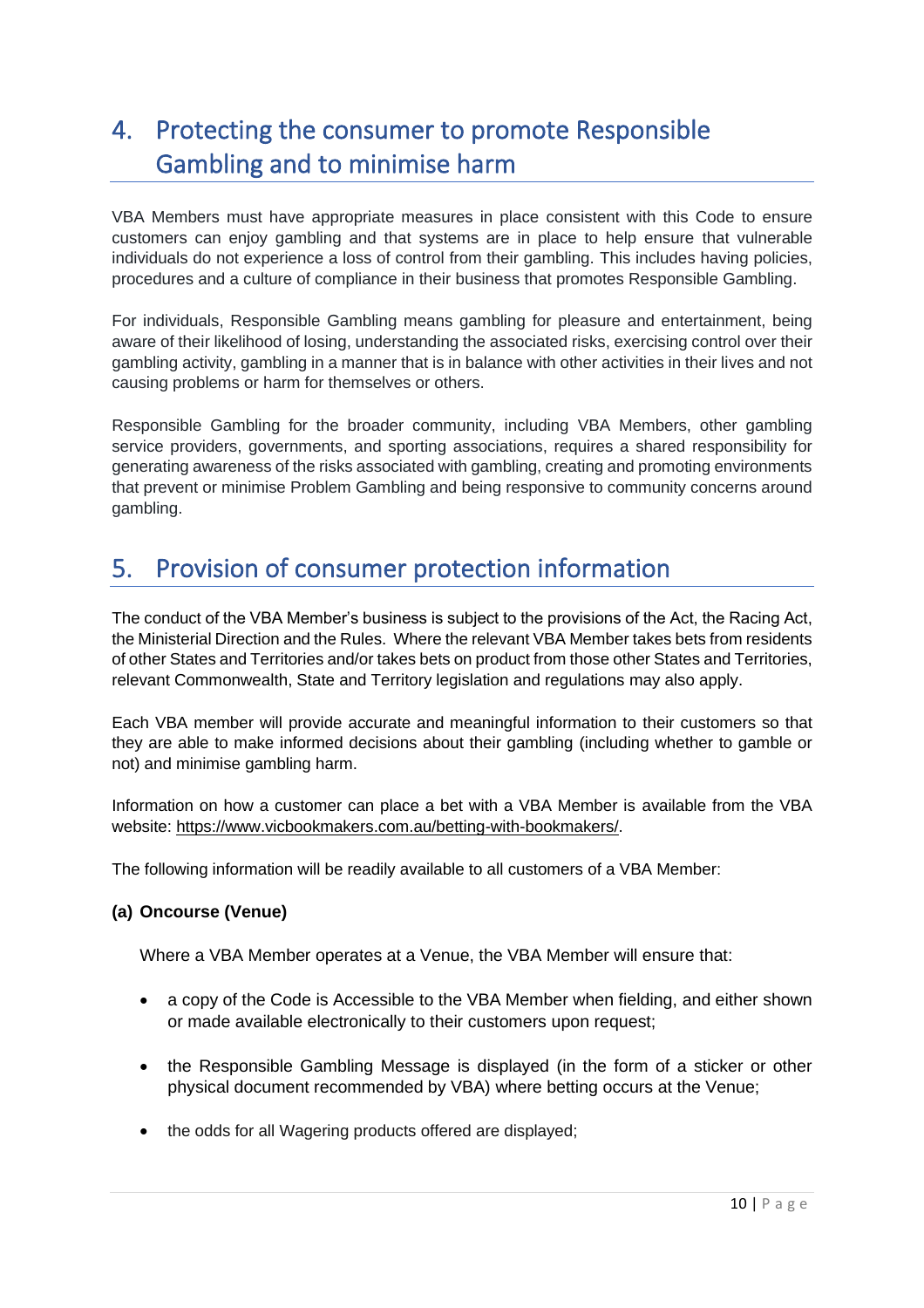## 4. Protecting the consumer to promote Responsible Gambling and to minimise harm

VBA Members must have appropriate measures in place consistent with this Code to ensure customers can enjoy gambling and that systems are in place to help ensure that vulnerable individuals do not experience a loss of control from their gambling. This includes having policies, procedures and a culture of compliance in their business that promotes Responsible Gambling.

For individuals, Responsible Gambling means gambling for pleasure and entertainment, being aware of their likelihood of losing, understanding the associated risks, exercising control over their gambling activity, gambling in a manner that is in balance with other activities in their lives and not causing problems or harm for themselves or others.

Responsible Gambling for the broader community, including VBA Members, other gambling service providers, governments, and sporting associations, requires a shared responsibility for generating awareness of the risks associated with gambling, creating and promoting environments that prevent or minimise Problem Gambling and being responsive to community concerns around gambling.

## 5. Provision of consumer protection information

The conduct of the VBA Member's business is subject to the provisions of the Act, the Racing Act, the Ministerial Direction and the Rules. Where the relevant VBA Member takes bets from residents of other States and Territories and/or takes bets on product from those other States and Territories, relevant Commonwealth, State and Territory legislation and regulations may also apply.

Each VBA member will provide accurate and meaningful information to their customers so that they are able to make informed decisions about their gambling (including whether to gamble or not) and minimise gambling harm.

Information on how a customer can place a bet with a VBA Member is available from the VBA website: https://www.vicbookmakers.com.au/betting-with-bookmakers/.

The following information will be readily available to all customers of a VBA Member:

**(a) Oncourse (Venue)**

Where a VBA Member operates at a Venue, the VBA Member will ensure that:

- a copy of the Code is Accessible to the VBA Member when fielding, and either shown or made available electronically to their customers upon request;
- the Responsible Gambling Message is displayed (in the form of a sticker or other physical document recommended by VBA) where betting occurs at the Venue;
- the odds for all Wagering products offered are displayed;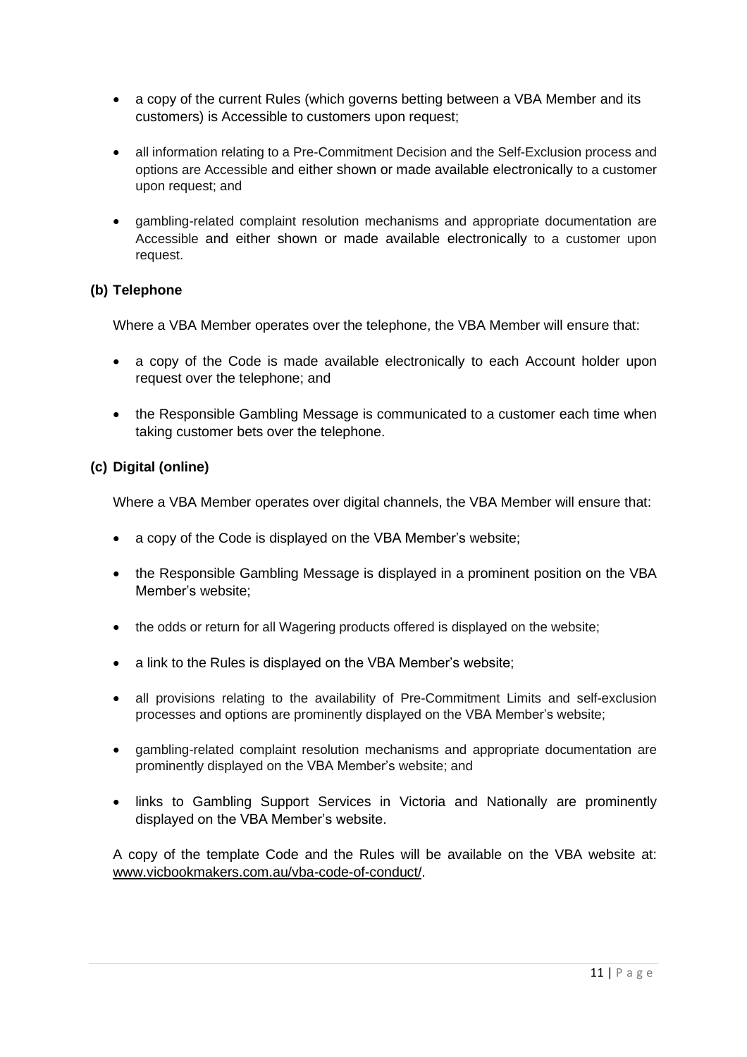- a copy of the current Rules (which governs betting between a VBA Member and its customers) is Accessible to customers upon request;
- all information relating to a Pre-Commitment Decision and the Self-Exclusion process and options are Accessible and either shown or made available electronically to a customer upon request; and
- gambling-related complaint resolution mechanisms and appropriate documentation are Accessible and either shown or made available electronically to a customer upon request.

**(b) Telephone**

Where a VBA Member operates over the telephone, the VBA Member will ensure that:

- a copy of the Code is made available electronically to each Account holder upon request over the telephone; and
- the Responsible Gambling Message is communicated to a customer each time when taking customer bets over the telephone.

**(c) Digital (online)**

Where a VBA Member operates over digital channels, the VBA Member will ensure that:

- a copy of the Code is displayed on the VBA Member's website;
- the Responsible Gambling Message is displayed in a prominent position on the VBA Member's website;
- the odds or return for all Wagering products offered is displayed on the website;
- a link to the Rules is displayed on the VBA Member's website;
- all provisions relating to the availability of Pre-Commitment Limits and self-exclusion processes and options are prominently displayed on the VBA Member's website;
- gambling-related complaint resolution mechanisms and appropriate documentation are prominently displayed on the VBA Member's website; and
- links to Gambling Support Services in Victoria and Nationally are prominently displayed on the VBA Member's website.

A copy of the template Code and the Rules will be available on the VBA website at: www.vicbookmakers.com.au/vba-code-of-conduct/.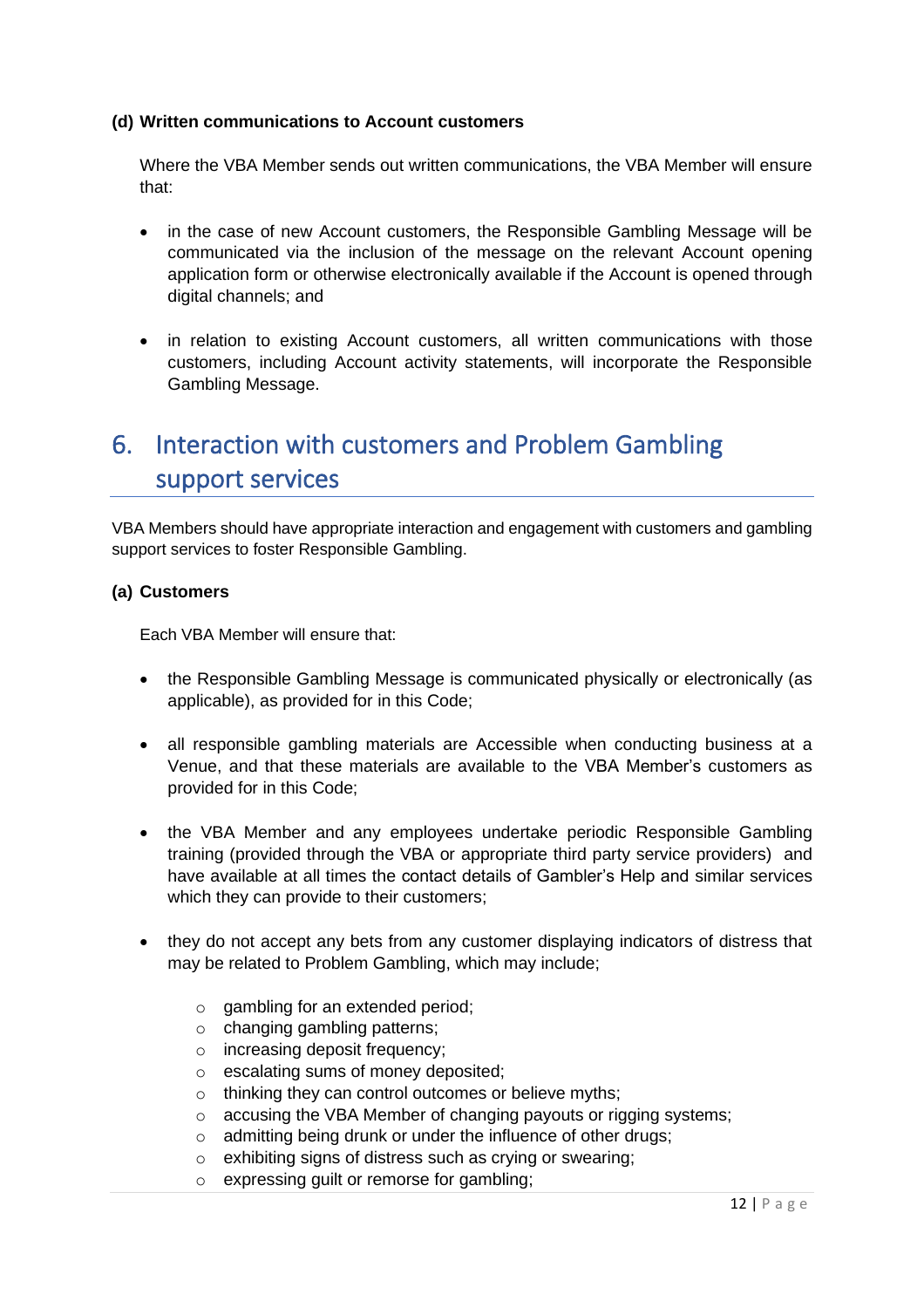**(d) Written communications to Account customers**

Where the VBA Member sends out written communications, the VBA Member will ensure that:

- in the case of new Account customers, the Responsible Gambling Message will be communicated via the inclusion of the message on the relevant Account opening application form or otherwise electronically available if the Account is opened through digital channels; and
- in relation to existing Account customers, all written communications with those customers, including Account activity statements, will incorporate the Responsible Gambling Message.

## 6. Interaction with customers and Problem Gambling support services

VBA Members should have appropriate interaction and engagement with customers and gambling support services to foster Responsible Gambling.

**(a) Customers**

Each VBA Member will ensure that:

- the Responsible Gambling Message is communicated physically or electronically (as applicable), as provided for in this Code;
- all responsible gambling materials are Accessible when conducting business at a Venue, and that these materials are available to the VBA Member's customers as provided for in this Code;
- the VBA Member and any employees undertake periodic Responsible Gambling training (provided through the VBA or appropriate third party service providers) and have available at all times the contact details of Gambler's Help and similar services which they can provide to their customers;
- they do not accept any bets from any customer displaying indicators of distress that may be related to Problem Gambling, which may include;
  - gambling for an extended period;
  - changing gambling patterns;
  - increasing deposit frequency;
  - escalating sums of money deposited;
  - thinking they can control outcomes or believe myths;
  - accusing the VBA Member of changing payouts or rigging systems;
  - admitting being drunk or under the influence of other drugs;
  - exhibiting signs of distress such as crying or swearing;
  - expressing guilt or remorse for gambling;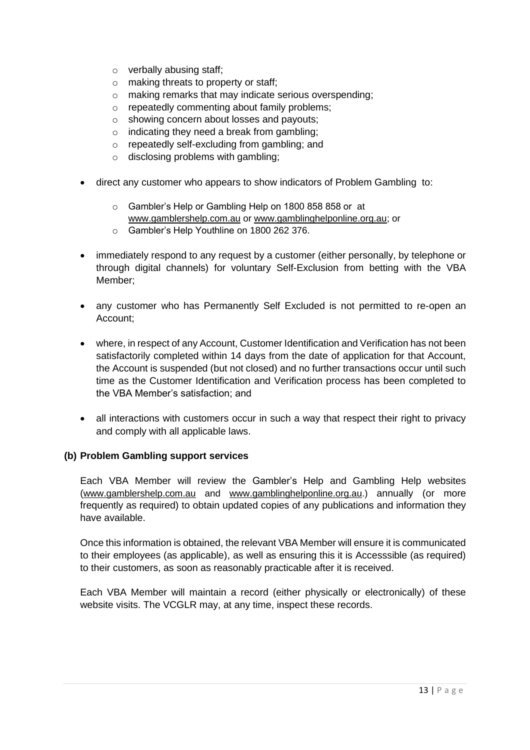- verbally abusing staff;
  - making threats to property or staff;
  - making remarks that may indicate serious overspending;
  - repeatedly commenting about family problems;
  - showing concern about losses and payouts;
  - indicating they need a break from gambling;
  - repeatedly self-excluding from gambling; and
  - disclosing problems with gambling;

- direct any customer who appears to show indicators of Problem Gambling to:

  - Gambler's Help or Gambling Help on 1800 858 858 or at www.gamblershelp.com.au or www.gamblinghelponline.org.au; or
  - Gambler's Help Youthline on 1800 262 376.

- immediately respond to any request by a customer (either personally, by telephone or through digital channels) for voluntary Self-Exclusion from betting with the VBA Member;

- any customer who has Permanently Self Excluded is not permitted to re-open an Account;

- where, in respect of any Account, Customer Identification and Verification has not been satisfactorily completed within 14 days from the date of application for that Account, the Account is suspended (but not closed) and no further transactions occur until such time as the Customer Identification and Verification process has been completed to the VBA Member's satisfaction; and

- all interactions with customers occur in such a way that respect their right to privacy and comply with all applicable laws.

**(b) Problem Gambling support services**

Each VBA Member will review the Gambler's Help and Gambling Help websites (www.gamblershelp.com.au and www.gamblinghelponline.org.au.) annually (or more frequently as required) to obtain updated copies of any publications and information they have available.

Once this information is obtained, the relevant VBA Member will ensure it is communicated to their employees (as applicable), as well as ensuring this it is Accesssible (as required) to their customers, as soon as reasonably practicable after it is received.

Each VBA Member will maintain a record (either physically or electronically) of these website visits. The VCGLR may, at any time, inspect these records.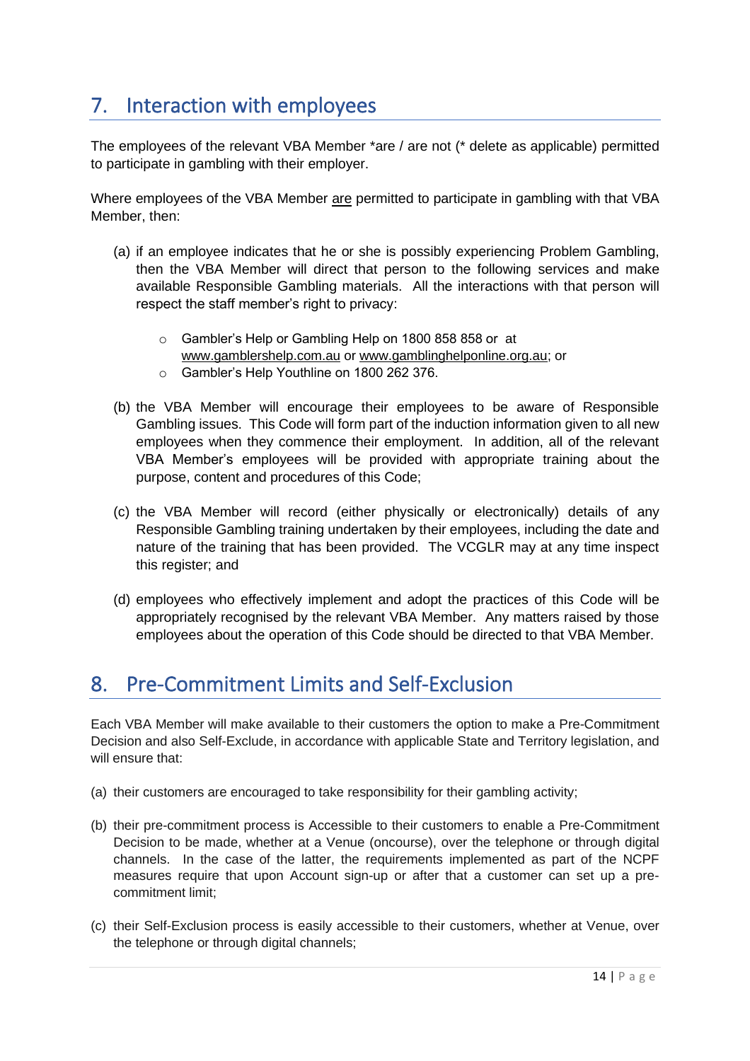## 7. Interaction with employees

The employees of the relevant VBA Member *are / are not (* delete as applicable) permitted to participate in gambling with their employer.

Where employees of the VBA Member are permitted to participate in gambling with that VBA Member, then:

(a) if an employee indicates that he or she is possibly experiencing Problem Gambling, then the VBA Member will direct that person to the following services and make available Responsible Gambling materials. All the interactions with that person will respect the staff member's right to privacy:

- Gambler's Help or Gambling Help on 1800 858 858 or at www.gamblershelp.com.au or www.gamblinghelponline.org.au; or
- Gambler's Help Youthline on 1800 262 376.

(b) the VBA Member will encourage their employees to be aware of Responsible Gambling issues. This Code will form part of the induction information given to all new employees when they commence their employment. In addition, all of the relevant VBA Member's employees will be provided with appropriate training about the purpose, content and procedures of this Code;

(c) the VBA Member will record (either physically or electronically) details of any Responsible Gambling training undertaken by their employees, including the date and nature of the training that has been provided. The VCGLR may at any time inspect this register; and

(d) employees who effectively implement and adopt the practices of this Code will be appropriately recognised by the relevant VBA Member. Any matters raised by those employees about the operation of this Code should be directed to that VBA Member.

## 8. Pre-Commitment Limits and Self-Exclusion

Each VBA Member will make available to their customers the option to make a Pre-Commitment Decision and also Self-Exclude, in accordance with applicable State and Territory legislation, and will ensure that:

(a) their customers are encouraged to take responsibility for their gambling activity;

(b) their pre-commitment process is Accessible to their customers to enable a Pre-Commitment Decision to be made, whether at a Venue (oncourse), over the telephone or through digital channels. In the case of the latter, the requirements implemented as part of the NCPF measures require that upon Account sign-up or after that a customer can set up a pre-commitment limit;

(c) their Self-Exclusion process is easily accessible to their customers, whether at Venue, over the telephone or through digital channels;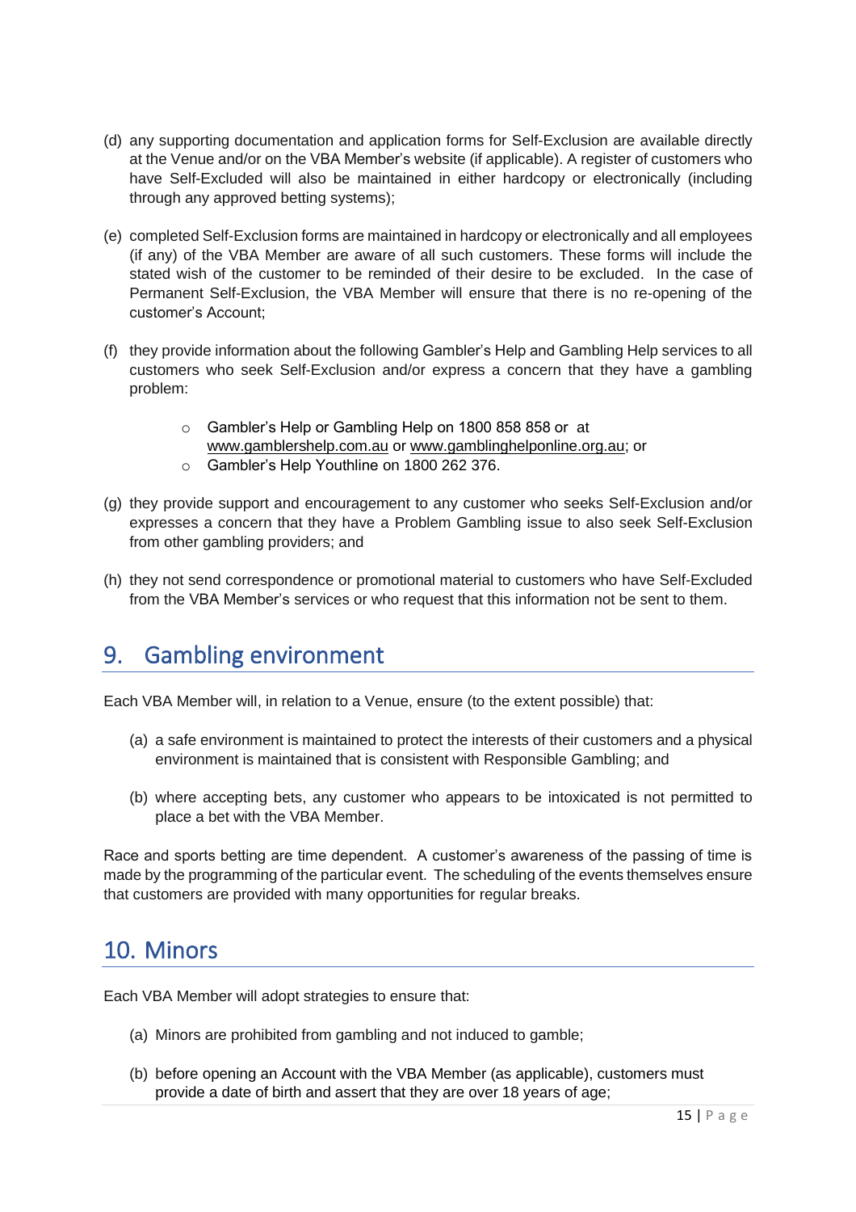(d) any supporting documentation and application forms for Self-Exclusion are available directly at the Venue and/or on the VBA Member's website (if applicable). A register of customers who have Self-Excluded will also be maintained in either hardcopy or electronically (including through any approved betting systems);

(e) completed Self-Exclusion forms are maintained in hardcopy or electronically and all employees (if any) of the VBA Member are aware of all such customers. These forms will include the stated wish of the customer to be reminded of their desire to be excluded. In the case of Permanent Self-Exclusion, the VBA Member will ensure that there is no re-opening of the customer's Account;

(f) they provide information about the following Gambler's Help and Gambling Help services to all customers who seek Self-Exclusion and/or express a concern that they have a gambling problem:

- Gambler's Help or Gambling Help on 1800 858 858 or at www.gamblershelp.com.au or www.gamblinghelponline.org.au; or
- Gambler's Help Youthline on 1800 262 376.

(g) they provide support and encouragement to any customer who seeks Self-Exclusion and/or expresses a concern that they have a Problem Gambling issue to also seek Self-Exclusion from other gambling providers; and

(h) they not send correspondence or promotional material to customers who have Self-Excluded from the VBA Member's services or who request that this information not be sent to them.

## 9. Gambling environment

Each VBA Member will, in relation to a Venue, ensure (to the extent possible) that:

(a) a safe environment is maintained to protect the interests of their customers and a physical environment is maintained that is consistent with Responsible Gambling; and

(b) where accepting bets, any customer who appears to be intoxicated is not permitted to place a bet with the VBA Member.

Race and sports betting are time dependent. A customer's awareness of the passing of time is made by the programming of the particular event. The scheduling of the events themselves ensure that customers are provided with many opportunities for regular breaks.

## 10. Minors

Each VBA Member will adopt strategies to ensure that:

(a) Minors are prohibited from gambling and not induced to gamble;

(b) before opening an Account with the VBA Member (as applicable), customers must provide a date of birth and assert that they are over 18 years of age;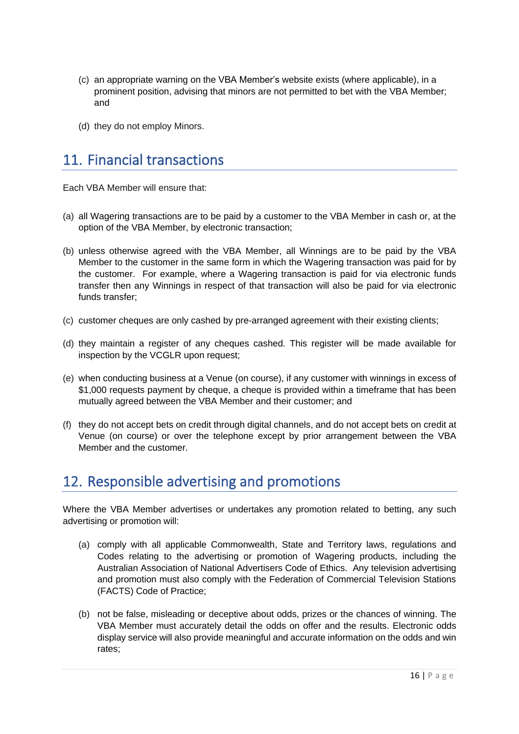(c) an appropriate warning on the VBA Member's website exists (where applicable), in a prominent position, advising that minors are not permitted to bet with the VBA Member; and

(d) they do not employ Minors.

## 11. Financial transactions

Each VBA Member will ensure that:

(a) all Wagering transactions are to be paid by a customer to the VBA Member in cash or, at the option of the VBA Member, by electronic transaction;

(b) unless otherwise agreed with the VBA Member, all Winnings are to be paid by the VBA Member to the customer in the same form in which the Wagering transaction was paid for by the customer. For example, where a Wagering transaction is paid for via electronic funds transfer then any Winnings in respect of that transaction will also be paid for via electronic funds transfer;

(c) customer cheques are only cashed by pre-arranged agreement with their existing clients;

(d) they maintain a register of any cheques cashed. This register will be made available for inspection by the VCGLR upon request;

(e) when conducting business at a Venue (on course), if any customer with winnings in excess of $1,000 requests payment by cheque, a cheque is provided within a timeframe that has been mutually agreed between the VBA Member and their customer; and

(f) they do not accept bets on credit through digital channels, and do not accept bets on credit at Venue (on course) or over the telephone except by prior arrangement between the VBA Member and the customer.

## 12. Responsible advertising and promotions

Where the VBA Member advertises or undertakes any promotion related to betting, any such advertising or promotion will:

(a) comply with all applicable Commonwealth, State and Territory laws, regulations and Codes relating to the advertising or promotion of Wagering products, including the Australian Association of National Advertisers Code of Ethics. Any television advertising and promotion must also comply with the Federation of Commercial Television Stations (FACTS) Code of Practice;

(b) not be false, misleading or deceptive about odds, prizes or the chances of winning. The VBA Member must accurately detail the odds on offer and the results. Electronic odds display service will also provide meaningful and accurate information on the odds and win rates;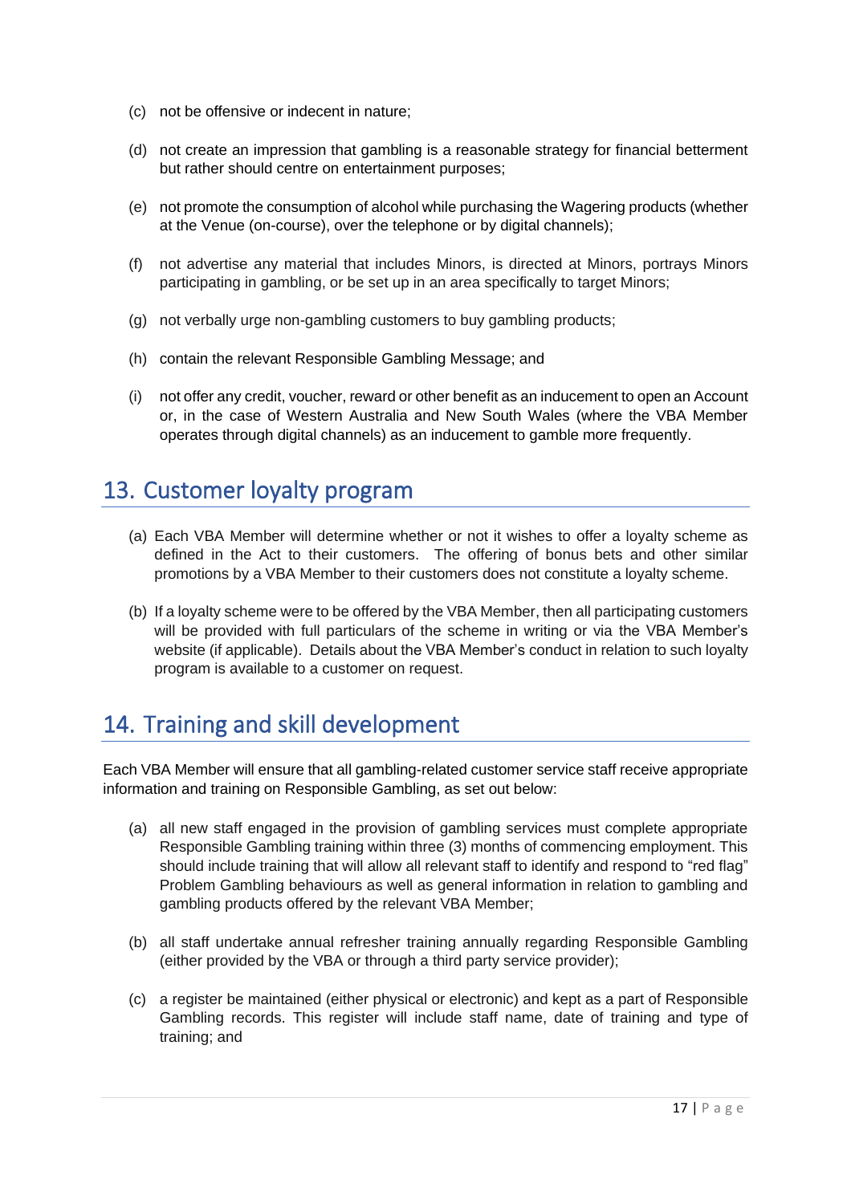(c) not be offensive or indecent in nature;

(d) not create an impression that gambling is a reasonable strategy for financial betterment but rather should centre on entertainment purposes;

(e) not promote the consumption of alcohol while purchasing the Wagering products (whether at the Venue (on-course), over the telephone or by digital channels);

(f) not advertise any material that includes Minors, is directed at Minors, portrays Minors participating in gambling, or be set up in an area specifically to target Minors;

(g) not verbally urge non-gambling customers to buy gambling products;

(h) contain the relevant Responsible Gambling Message; and

(i) not offer any credit, voucher, reward or other benefit as an inducement to open an Account or, in the case of Western Australia and New South Wales (where the VBA Member operates through digital channels) as an inducement to gamble more frequently.

## 13. Customer loyalty program

(a) Each VBA Member will determine whether or not it wishes to offer a loyalty scheme as defined in the Act to their customers. The offering of bonus bets and other similar promotions by a VBA Member to their customers does not constitute a loyalty scheme.

(b) If a loyalty scheme were to be offered by the VBA Member, then all participating customers will be provided with full particulars of the scheme in writing or via the VBA Member's website (if applicable). Details about the VBA Member's conduct in relation to such loyalty program is available to a customer on request.

## 14. Training and skill development

Each VBA Member will ensure that all gambling-related customer service staff receive appropriate information and training on Responsible Gambling, as set out below:

(a) all new staff engaged in the provision of gambling services must complete appropriate Responsible Gambling training within three (3) months of commencing employment. This should include training that will allow all relevant staff to identify and respond to "red flag" Problem Gambling behaviours as well as general information in relation to gambling and gambling products offered by the relevant VBA Member;

(b) all staff undertake annual refresher training annually regarding Responsible Gambling (either provided by the VBA or through a third party service provider);

(c) a register be maintained (either physical or electronic) and kept as a part of Responsible Gambling records. This register will include staff name, date of training and type of training; and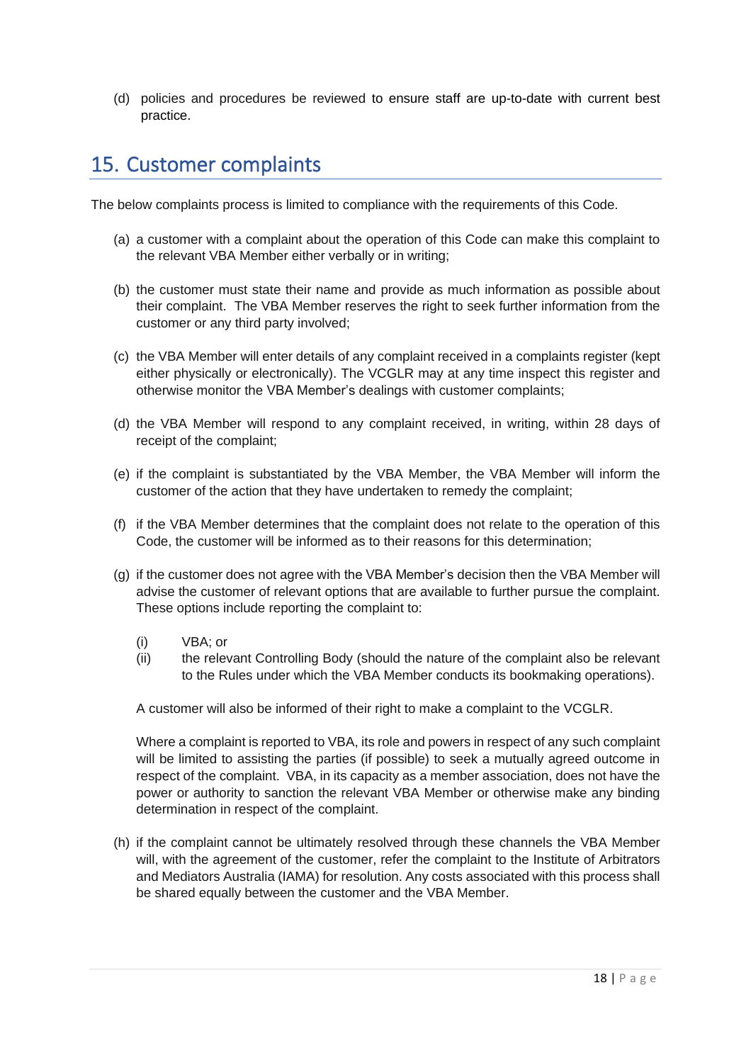(d) policies and procedures be reviewed to ensure staff are up-to-date with current best practice.

## 15. Customer complaints

The below complaints process is limited to compliance with the requirements of this Code.

(a) a customer with a complaint about the operation of this Code can make this complaint to the relevant VBA Member either verbally or in writing;

(b) the customer must state their name and provide as much information as possible about their complaint. The VBA Member reserves the right to seek further information from the customer or any third party involved;

(c) the VBA Member will enter details of any complaint received in a complaints register (kept either physically or electronically). The VCGLR may at any time inspect this register and otherwise monitor the VBA Member's dealings with customer complaints;

(d) the VBA Member will respond to any complaint received, in writing, within 28 days of receipt of the complaint;

(e) if the complaint is substantiated by the VBA Member, the VBA Member will inform the customer of the action that they have undertaken to remedy the complaint;

(f) if the VBA Member determines that the complaint does not relate to the operation of this Code, the customer will be informed as to their reasons for this determination;

(g) if the customer does not agree with the VBA Member's decision then the VBA Member will advise the customer of relevant options that are available to further pursue the complaint. These options include reporting the complaint to:

   (i) VBA; or
   (ii) the relevant Controlling Body (should the nature of the complaint also be relevant to the Rules under which the VBA Member conducts its bookmaking operations).

   A customer will also be informed of their right to make a complaint to the VCGLR.

   Where a complaint is reported to VBA, its role and powers in respect of any such complaint will be limited to assisting the parties (if possible) to seek a mutually agreed outcome in respect of the complaint. VBA, in its capacity as a member association, does not have the power or authority to sanction the relevant VBA Member or otherwise make any binding determination in respect of the complaint.

(h) if the complaint cannot be ultimately resolved through these channels the VBA Member will, with the agreement of the customer, refer the complaint to the Institute of Arbitrators and Mediators Australia (IAMA) for resolution. Any costs associated with this process shall be shared equally between the customer and the VBA Member.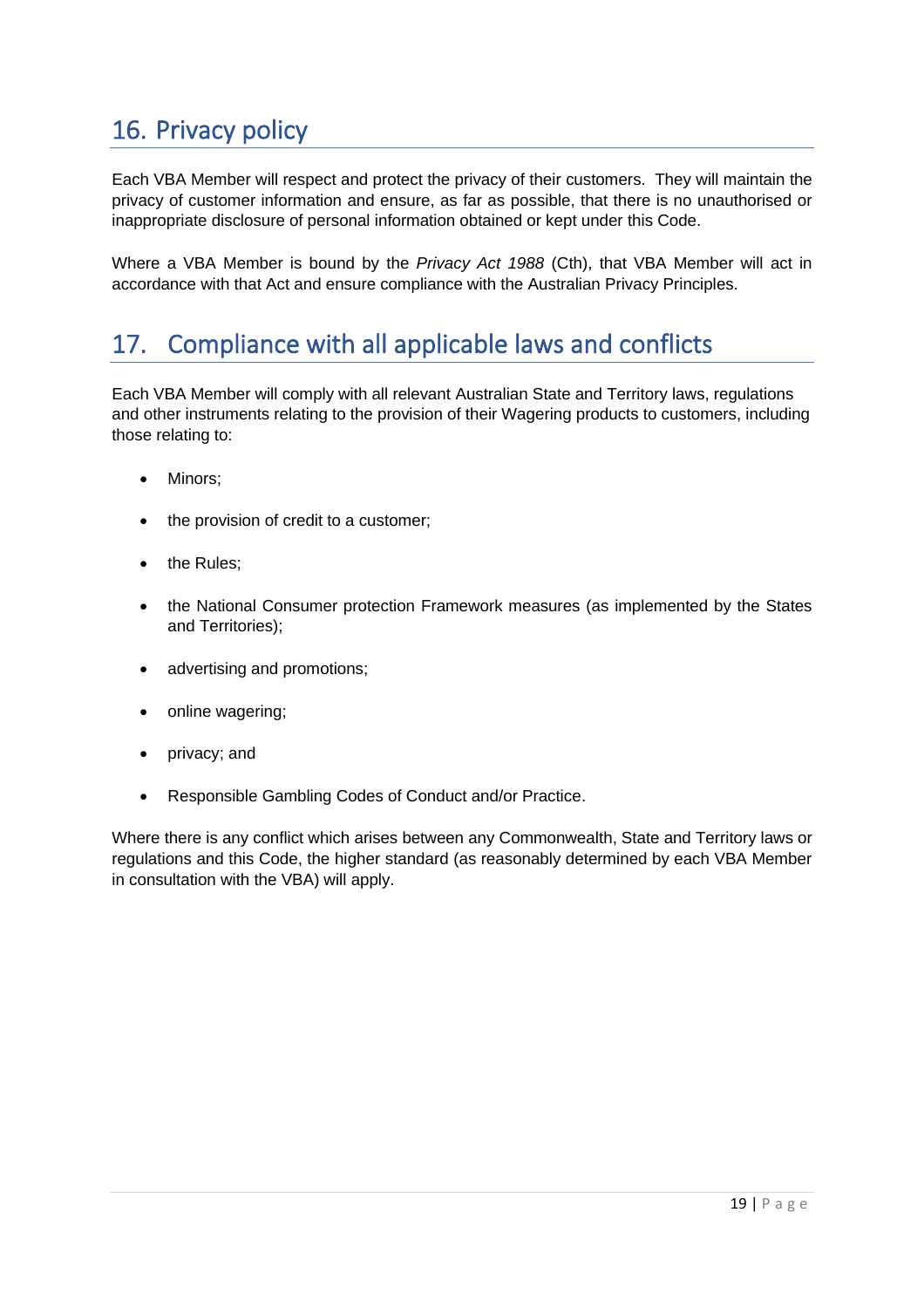## 16. Privacy policy

Each VBA Member will respect and protect the privacy of their customers. They will maintain the privacy of customer information and ensure, as far as possible, that there is no unauthorised or inappropriate disclosure of personal information obtained or kept under this Code.

Where a VBA Member is bound by the *Privacy Act 1988* (Cth), that VBA Member will act in accordance with that Act and ensure compliance with the Australian Privacy Principles.

## 17. Compliance with all applicable laws and conflicts

Each VBA Member will comply with all relevant Australian State and Territory laws, regulations and other instruments relating to the provision of their Wagering products to customers, including those relating to:

- Minors;
- the provision of credit to a customer;
- the Rules;
- the National Consumer protection Framework measures (as implemented by the States and Territories);
- advertising and promotions;
- online wagering;
- privacy; and
- Responsible Gambling Codes of Conduct and/or Practice.

Where there is any conflict which arises between any Commonwealth, State and Territory laws or regulations and this Code, the higher standard (as reasonably determined by each VBA Member in consultation with the VBA) will apply.